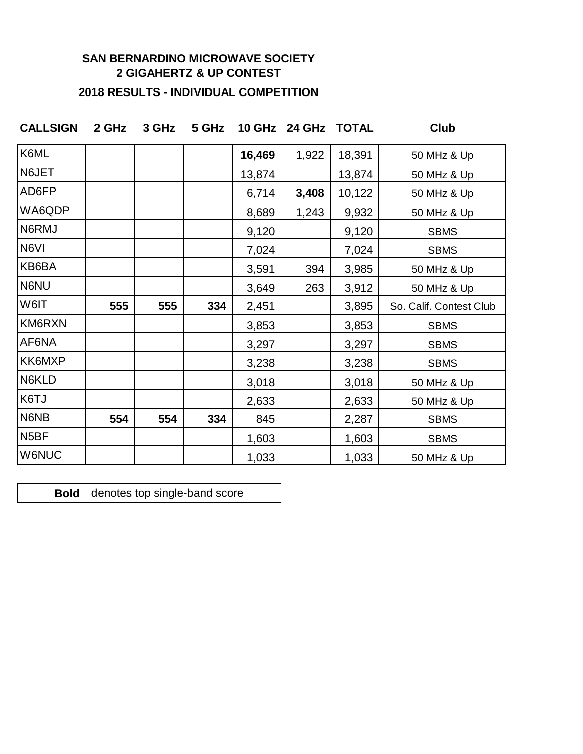# SAN BERNARDINO MICROWAVE SOCIETY
## 2 GIGAHERTZ & UP CONTEST
### 2018 RESULTS - INDIVIDUAL COMPETITION

| CALLSIGN | 2 GHz | 3 GHz | 5 GHz | 10 GHz | 24 GHz | TOTAL | Club |
|---|---|---|---|---|---|---|---|
| K6ML | | | | **16,469** | 1,922 | 18,391 | 50 MHz & Up |
| N6JET | | | | 13,874 | | 13,874 | 50 MHz & Up |
| AD6FP | | | | 6,714 | **3,408** | 10,122 | 50 MHz & Up |
| WA6QDP | | | | 8,689 | 1,243 | 9,932 | 50 MHz & Up |
| N6RMJ | | | | 9,120 | | 9,120 | SBMS |
| N6VI | | | | 7,024 | | 7,024 | SBMS |
| KB6BA | | | | 3,591 | 394 | 3,985 | 50 MHz & Up |
| N6NU | | | | 3,649 | 263 | 3,912 | 50 MHz & Up |
| W6IT | **555** | **555** | **334** | 2,451 | | 3,895 | So. Calif. Contest Club |
| KM6RXN | | | | 3,853 | | 3,853 | SBMS |
| AF6NA | | | | 3,297 | | 3,297 | SBMS |
| KK6MXP | | | | 3,238 | | 3,238 | SBMS |
| N6KLD | | | | 3,018 | | 3,018 | 50 MHz & Up |
| K6TJ | | | | 2,633 | | 2,633 | 50 MHz & Up |
| N6NB | 554 | 554 | **334** | 845 | | 2,287 | SBMS |
| N5BF | | | | 1,603 | | 1,603 | SBMS |
| W6NUC | | | | 1,033 | | 1,033 | 50 MHz & Up |

**Bold** denotes top single-band score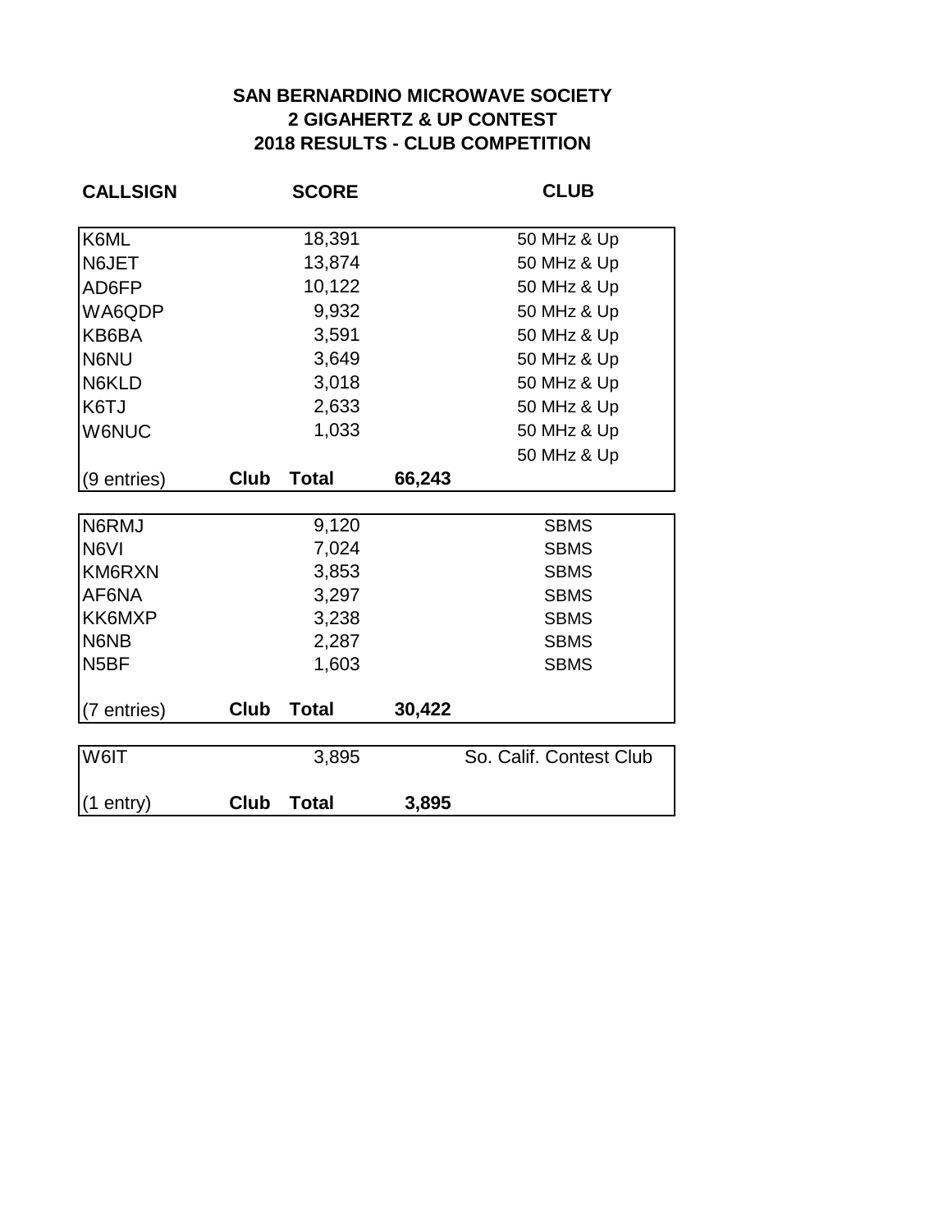**SAN BERNARDINO MICROWAVE SOCIETY**
**2 GIGAHERTZ & UP CONTEST**
**2018 RESULTS - CLUB COMPETITION**

| CALLSIGN | SCORE | | CLUB |
|---|---|---|---|
| K6ML | 18,391 | | 50 MHz & Up |
| N6JET | 13,874 | | 50 MHz & Up |
| AD6FP | 10,122 | | 50 MHz & Up |
| WA6QDP | 9,932 | | 50 MHz & Up |
| KB6BA | 3,591 | | 50 MHz & Up |
| N6NU | 3,649 | | 50 MHz & Up |
| N6KLD | 3,018 | | 50 MHz & Up |
| K6TJ | 2,633 | | 50 MHz & Up |
| W6NUC | 1,033 | | 50 MHz & Up |
| | | | 50 MHz & Up |
| (9 entries) | **Club Total** | **66,243** | |
| N6RMJ | 9,120 | | SBMS |
| N6VI | 7,024 | | SBMS |
| KM6RXN | 3,853 | | SBMS |
| AF6NA | 3,297 | | SBMS |
| KK6MXP | 3,238 | | SBMS |
| N6NB | 2,287 | | SBMS |
| N5BF | 1,603 | | SBMS |
| (7 entries) | **Club Total** | **30,422** | |
| W6IT | 3,895 | | So. Calif. Contest Club |
| (1 entry) | **Club Total** | **3,895** | |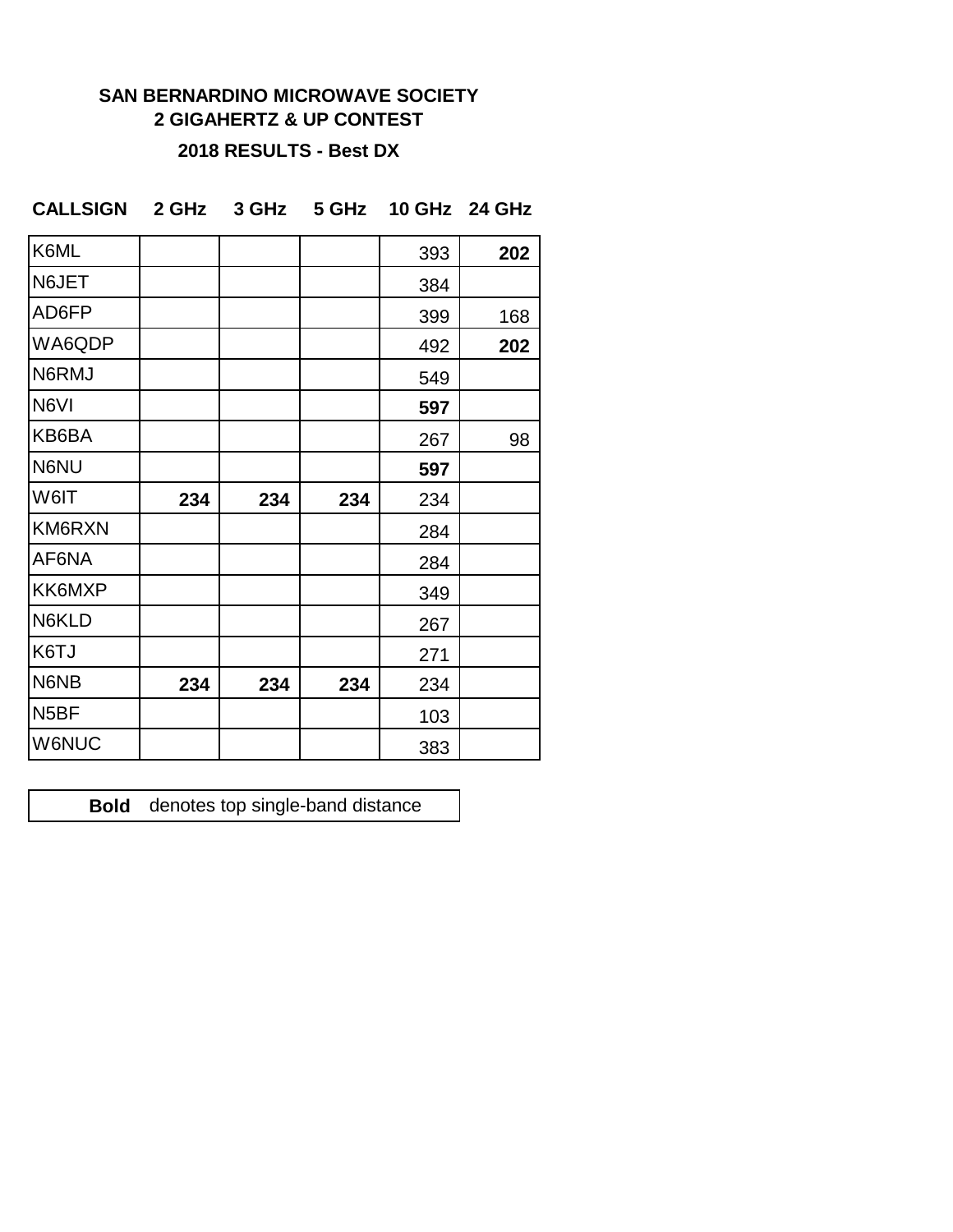# SAN BERNARDINO MICROWAVE SOCIETY
## 2 GIGAHERTZ & UP CONTEST
### 2018 RESULTS - Best DX

| CALLSIGN | 2 GHz | 3 GHz | 5 GHz | 10 GHz | 24 GHz |
|---|---|---|---|---|---|
| K6ML | | | | 393 | **202** |
| N6JET | | | | 384 | |
| AD6FP | | | | 399 | 168 |
| WA6QDP | | | | 492 | **202** |
| N6RMJ | | | | 549 | |
| N6VI | | | | **597** | |
| KB6BA | | | | 267 | 98 |
| N6NU | | | | **597** | |
| W6IT | **234** | **234** | **234** | 234 | |
| KM6RXN | | | | 284 | |
| AF6NA | | | | 284 | |
| KK6MXP | | | | 349 | |
| N6KLD | | | | 267 | |
| K6TJ | | | | 271 | |
| N6NB | **234** | **234** | **234** | 234 | |
| N5BF | | | | 103 | |
| W6NUC | | | | 383 | |

**Bold** denotes top single-band distance